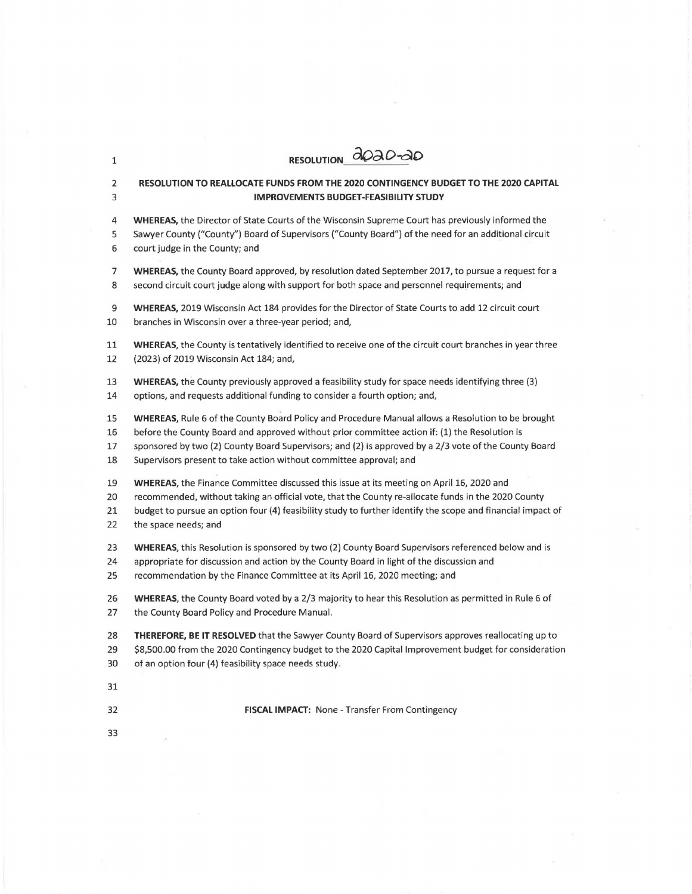# RESOLUTION 2020-20

## RESOLUTION TO REALLOCATE FUNDS FROM THE 2020 CONTINGENCY BUDGET TO THE 2020 CAPITAL IMPROVEMENTS BUDGET-FEASIBILITY STUDY

**WHEREAS,** the Director of State Courts of the Wisconsin Supreme Court has previously informed the Sawyer County ("County") Board of Supervisors ("County Board") of the need for an additional circuit court judge in the County; and

**WHEREAS,** the County Board approved, by resolution dated September 2017, to pursue a request for a second circuit court judge along with support for both space and personnel requirements; and

**WHEREAS,** 2019 Wisconsin Act 184 provides for the Director of State Courts to add 12 circuit court branches in Wisconsin over a three-year period; and,

**WHEREAS,** the County is tentatively identified to receive one of the circuit court branches in year three (2023) of 2019 Wisconsin Act 184; and,

**WHEREAS,** the County previously approved a feasibility study for space needs identifying three (3) options, and requests additional funding to consider a fourth option; and,

**WHEREAS,** Rule 6 of the County Board Policy and Procedure Manual allows a Resolution to be brought before the County Board and approved without prior committee action if: (1) the Resolution is sponsored by two (2) County Board Supervisors; and (2) is approved by a 2/3 vote of the County Board Supervisors present to take action without committee approval; and

**WHEREAS,** the Finance Committee discussed this issue at its meeting on April 16, 2020 and recommended, without taking an official vote, that the County re-allocate funds in the 2020 County budget to pursue an option four (4) feasibility study to further identify the scope and financial impact of the space needs; and

**WHEREAS,** this Resolution is sponsored by two (2) County Board Supervisors referenced below and is appropriate for discussion and action by the County Board in light of the discussion and recommendation by the Finance Committee at its April 16, 2020 meeting; and

**WHEREAS,** the County Board voted by a 2/3 majority to hear this Resolution as permitted in Rule 6 of the County Board Policy and Procedure Manual.

**THEREFORE, BE IT RESOLVED** that the Sawyer County Board of Supervisors approves reallocating up to $8,500.00 from the 2020 Contingency budget to the 2020 Capital Improvement budget for consideration of an option four (4) feasibility space needs study.

**FISCAL IMPACT:** None - Transfer From Contingency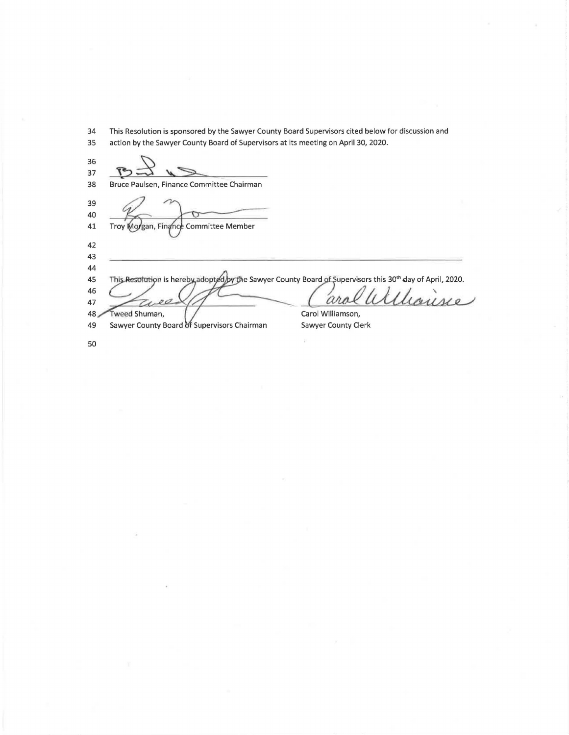This Resolution is sponsored by the Sawyer County Board Supervisors cited below for discussion and action by the Sawyer County Board of Supervisors at its meeting on April 30, 2020.

Bruce Paulsen, Finance Committee Chairman

Troy Morgan, Finance Committee Member

This Resolution is hereby adopted by the Sawyer County Board of Supervisors this 30th day of April, 2020.

Tweed Shuman,
Sawyer County Board of Supervisors Chairman

Carol Williamson,
Sawyer County Clerk